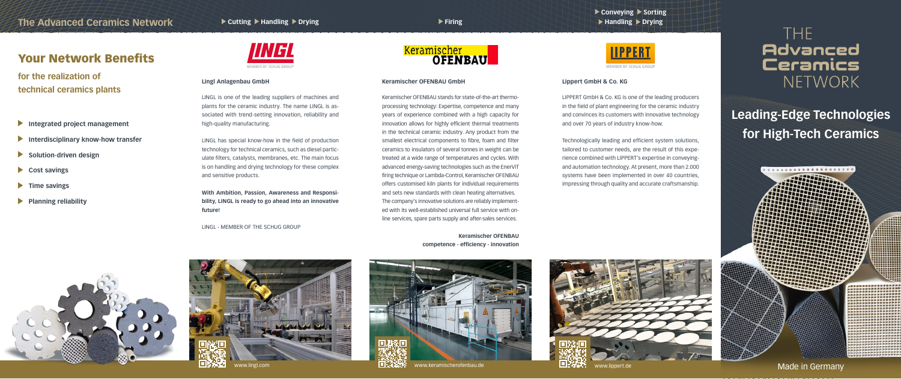# The Advanced Ceramics Network

## Your Network Benefits

**for the realization of technical ceramics plants**

- **Integrated project management**
- **Interdisciplinary know-how transfer**
- **Solution-driven design**
- **Cost savings**
- **Time savings**
- **Planning reliability**

▶ Cutting ▶ Handling ▶ Drying

MEMBER OF SCHUG GROUP

### Lingl Anlagenbau GmbH

LINGL is one of the leading suppliers of machines and plants for the ceramic industry. The name LINGL is associated with trend-setting innovation, reliability and high-quality manufacturing.

LINGL has special know-how in the field of production technology for technical ceramics, such as diesel particulate filters, catalysts, membranes, etc. The main focus is on handling and drying technology for these complex and sensitive products.

**With Ambition, Passion, Awareness and Responsibility, LINGL is ready to go ahead into an innovative future!**

LINGL - MEMBER OF THE SCHUG GROUP

www.lingl.com

▶ Firing

### Keramischer OFENBAU GmbH

Keramischer OFENBAU stands for state-of-the-art thermoprocessing technology: Expertise, competence and many years of experience combined with a high capacity for innovation allows for highly efficient thermal treatments in the technical ceramic industry. Any product from the smallest electrical components to fibre, foam and filter ceramics to insulators of several tonnes in weight can be treated at a wide range of temperatures and cycles. With advanced energy-saving technologies such as the EnerViT firing technique or Lambda-Control, Keramischer OFENBAU offers customised kiln plants for individual requirements and sets new standards with clean heating alternatives. The company's innovative solutions are reliably implemented with its well-established universal full service with online services, spare parts supply and after-sales services.

**Keramischer OFENBAU competence - efficiency - innovation**

www.keramischerofenbau.de

▶ Conveying ▶ Sorting ▶ Handling ▶ Drying

MEMBER OF SCHUG GROUP

### Lippert GmbH & Co. KG

LIPPERT GmbH & Co. KG is one of the leading producers in the field of plant engineering for the ceramic industry and convinces its customers with innovative technology and over 70 years of industry know-how.

Technologically leading and efficient system solutions, tailored to customer needs, are the result of this experience combined with LIPPERT's expertise in conveying- and automation technology. At present, more than 2.000 systems have been implemented in over 40 countries, impressing through quality and accurate craftsmanship.

www.lippert.de

# THE Advanced Ceramics NETWORK

## Leading-Edge Technologies for High-Tech Ceramics

Made in Germany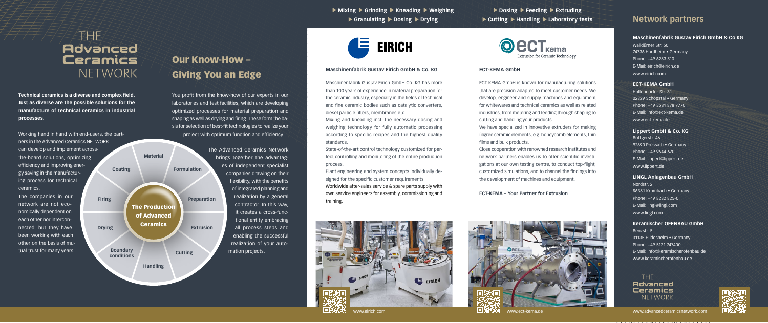# THE Advanced Ceramics NETWORK

**Technical ceramics is a diverse and complex field. Just as diverse are the possible solutions for the manufacture of technical ceramics in industrial processes.**

Working hand in hand with end-users, the partners in the Advanced Ceramics NETWORK can develop and implement across-the-board solutions, optimizing efficiency and improving energy saving in the manufacturing process for technical ceramics.

The companies in our network are not economically dependent on each other nor interconnected, but they have been working with each other on the basis of mutual trust for many years.

## Our Know-How – Giving You an Edge

You profit from the know-how of our experts in our laboratories and test facilities, which are developing optimized processes for material preparation and shaping as well as drying and firing. These form the basis for selection of best-fit technologies to realize your project with optimum function and efficiency.

The Advanced Ceramics Network brings together the advantages of independent specialist companies drawing on their flexibility, with the benefits of integrated planning and realization by a general contractor. In this way, it creates a cross-functional entity embracing all process steps and enabling the successful realization of your automation projects.

The Production of Advanced Ceramics

Material
Formulation
Preparation
Extrusion
Cutting
Handling
Boundary conditions
Drying
Firing
Coating

▶ Mixing ▶ Grinding ▶ Kneading ▶ Weighing ▶ Granulating ▶ Dosing ▶ Drying

EIRICH

**Maschinenfabrik Gustav Eirich GmbH & Co. KG**

Maschinenfabrik Gustav Eirich GmbH Co. KG has more than 100 years of experience in material preparation for the ceramic industry, especially in the fields of technical and fine ceramic bodies such as catalytic converters, diesel particle filters, membranes etc.

Mixing and kneading incl. the necessary dosing and weighing technology for fully automatic processing according to specific recipes and the highest quality standards.

State-of-the-art control technology customized for perfect controlling and monitoring of the entire production process.

Plant engineering and system concepts individually designed for the specific customer requirements.

Worldwide after-sales service & spare parts supply with own service engineers for assembly, commissioning and training.

www.eirich.com

▶ Dosing ▶ Feeding ▶ Extruding ▶ Cutting ▶ Handling ▶ Laboratory tests

ECT kema – Extrusion for Ceramic Technology

**ECT-KEMA GmbH**

ECT-KEMA GmbH is known for manufacturing solutions that are precision-adapted to meet customer needs. We develop, engineer and supply machines and equipment for whitewares and technical ceramics as well as related industries, from metering and feeding through shaping to cutting and handling your products.

We have specialized in innovative extruders for making filigree ceramic elements, e.g. honeycomb elements, thin films and bulk products.

Close cooperation with renowned research institutes and network partners enables us to offer scientific investigations at our own testing centre, to conduct top-flight, customized simulations, and to channel the findings into the development of machines and equipment.

**ECT-KEMA – Your Partner for Extrusion**

www.ect-kema.de

## Network partners

**Maschinenfabrik Gustav Eirich GmbH & Co KG**
Walldürner Str. 50
74736 Hardheim • Germany
Phone: +49 6283 510
E-Mail: eirich@eirich.de
www.eirich.com

**ECT-KEMA GmbH**
Holtendorfer Str. 31
02829 Schöpstal • Germany
Phone: +49 3581 878 7770
E-Mail: info@ect-kema.de
www.ect-kema.de

**Lippert GmbH & Co. KG**
Böttgerstr. 46
92690 Pressath • Germany
Phone: +49 9644 670
E-Mail: lippert@lippert.de
www.lippert.de

**LINGL Anlagenbau GmbH**
Nordstr. 2
86381 Krumbach • Germany
Phone: +49 8282 825-0
E-Mail: lingl@lingl.com
www.lingl.com

**Keramischer OFENBAU GmbH**
Benzstr. 5
31135 Hildesheim • Germany
Phone: +49 5121 747400
E-Mail: info@keramischerofenbau.de
www.keramischerofenbau.de

THE Advanced Ceramics NETWORK

www.advancedceramicsnetwork.com